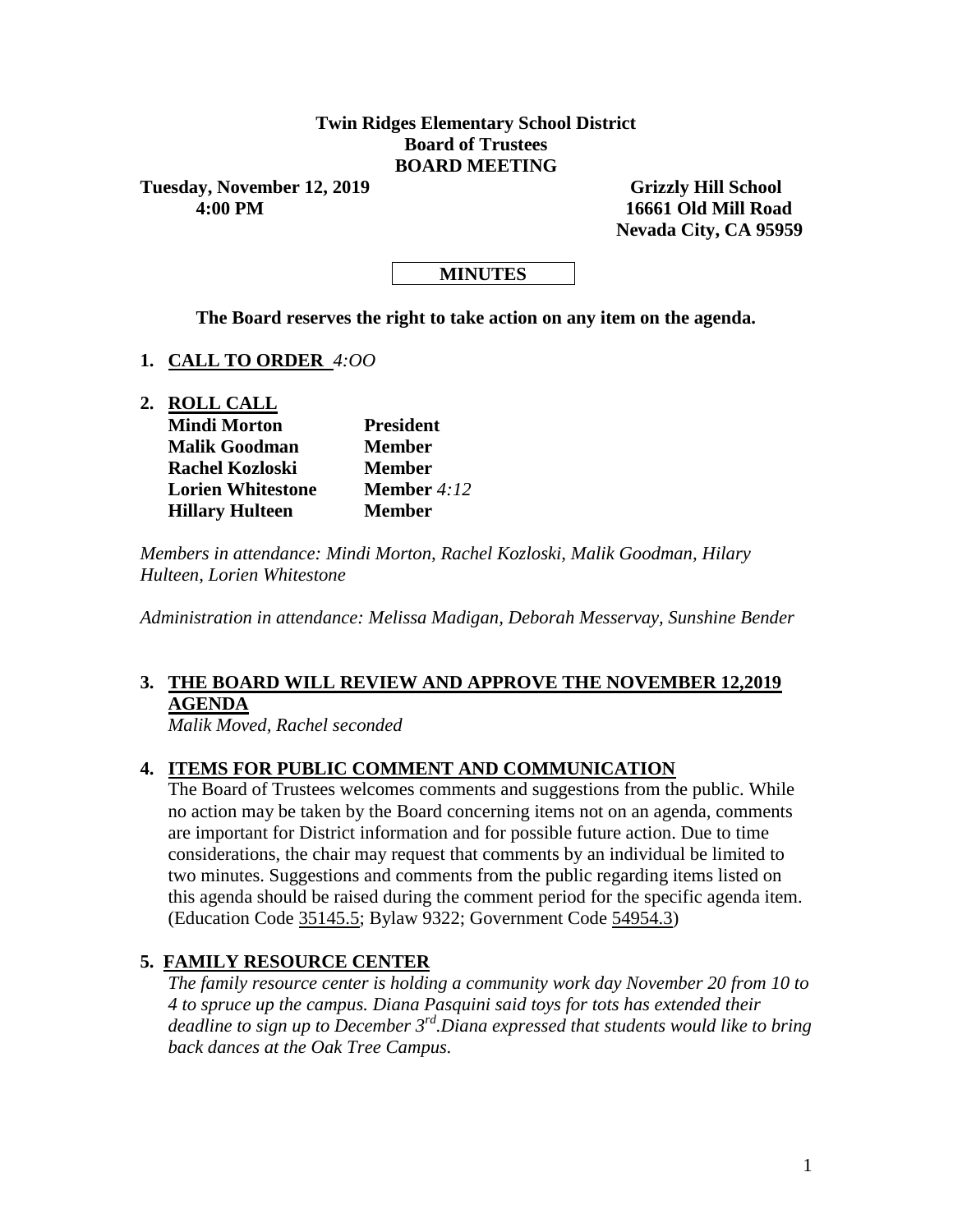**Twin Ridges Elementary School District**
**Board of Trustees**
**BOARD MEETING**

**Tuesday, November 12, 2019**
**4:00 PM**

**Grizzly Hill School**
**16661 Old Mill Road**
**Nevada City, CA 95959**

**MINUTES**

**The Board reserves the right to take action on any item on the agenda.**

## 1. CALL TO ORDER *4:OO*

## 2. ROLL CALL

| | |
|---|---|
| **Mindi Morton** | **President** |
| **Malik Goodman** | **Member** |
| **Rachel Kozloski** | **Member** |
| **Lorien Whitestone** | **Member** *4:12* |
| **Hillary Hulteen** | **Member** |

*Members in attendance: Mindi Morton, Rachel Kozloski, Malik Goodman, Hilary Hulteen, Lorien Whitestone*

*Administration in attendance: Melissa Madigan, Deborah Messervay, Sunshine Bender*

## 3. THE BOARD WILL REVIEW AND APPROVE THE NOVEMBER 12,2019 AGENDA

*Malik Moved, Rachel seconded*

## 4. ITEMS FOR PUBLIC COMMENT AND COMMUNICATION

The Board of Trustees welcomes comments and suggestions from the public. While no action may be taken by the Board concerning items not on an agenda, comments are important for District information and for possible future action. Due to time considerations, the chair may request that comments by an individual be limited to two minutes. Suggestions and comments from the public regarding items listed on this agenda should be raised during the comment period for the specific agenda item. (Education Code 35145.5; Bylaw 9322; Government Code 54954.3)

## 5. FAMILY RESOURCE CENTER

*The family resource center is holding a community work day November 20 from 10 to 4 to spruce up the campus. Diana Pasquini said toys for tots has extended their deadline to sign up to December 3rd.Diana expressed that students would like to bring back dances at the Oak Tree Campus.*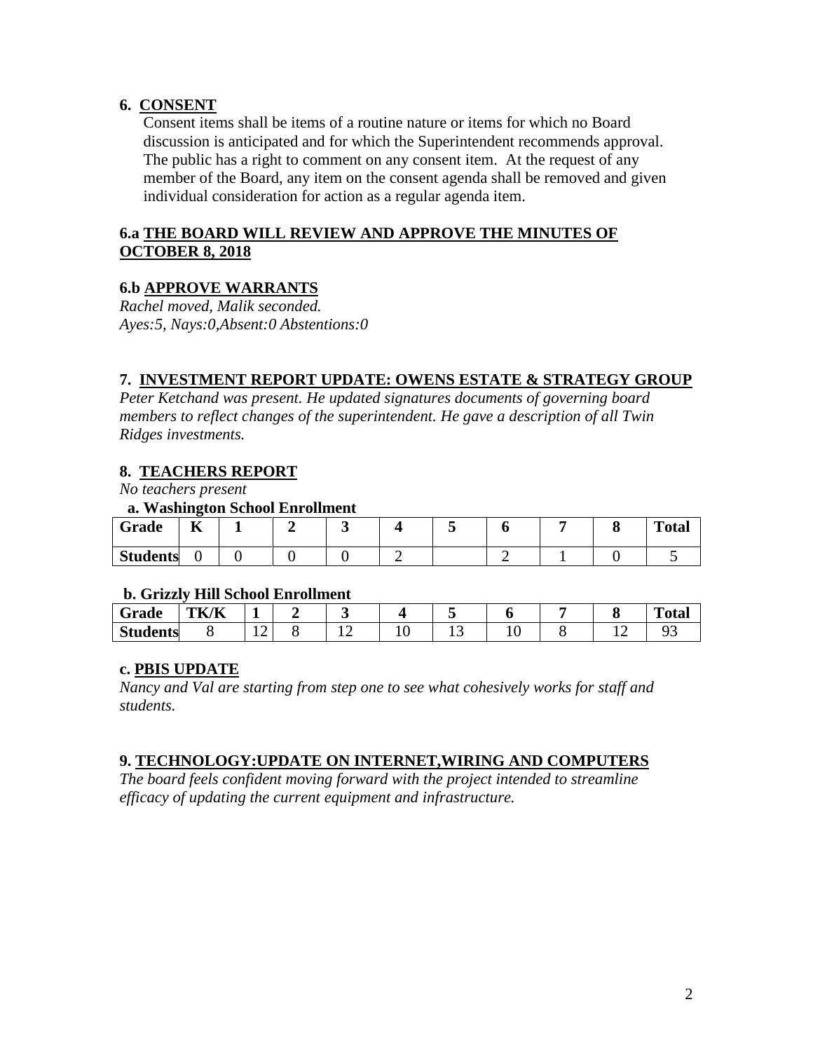## 6. CONSENT

Consent items shall be items of a routine nature or items for which no Board discussion is anticipated and for which the Superintendent recommends approval. The public has a right to comment on any consent item. At the request of any member of the Board, any item on the consent agenda shall be removed and given individual consideration for action as a regular agenda item.

### 6.a THE BOARD WILL REVIEW AND APPROVE THE MINUTES OF OCTOBER 8, 2018

### 6.b APPROVE WARRANTS

*Rachel moved, Malik seconded.*
*Ayes:5, Nays:0,Absent:0 Abstentions:0*

## 7. INVESTMENT REPORT UPDATE: OWENS ESTATE & STRATEGY GROUP

*Peter Ketchand was present. He updated signatures documents of governing board members to reflect changes of the superintendent. He gave a description of all Twin Ridges investments.*

## 8. TEACHERS REPORT

*No teachers present*

**a. Washington School Enrollment**

| Grade | K | 1 | 2 | 3 | 4 | 5 | 6 | 7 | 8 | Total |
|---|---|---|---|---|---|---|---|---|---|---|
| Students | 0 | 0 | 0 | 0 | 2 | | 2 | 1 | 0 | 5 |

**b. Grizzly Hill School Enrollment**

| Grade | TK/K | 1 | 2 | 3 | 4 | 5 | 6 | 7 | 8 | Total |
|---|---|---|---|---|---|---|---|---|---|---|
| Students | 8 | 12 | 8 | 12 | 10 | 13 | 10 | 8 | 12 | 93 |

**c. PBIS UPDATE**

*Nancy and Val are starting from step one to see what cohesively works for staff and students.*

## 9. TECHNOLOGY:UPDATE ON INTERNET,WIRING AND COMPUTERS

*The board feels confident moving forward with the project intended to streamline efficacy of updating the current equipment and infrastructure.*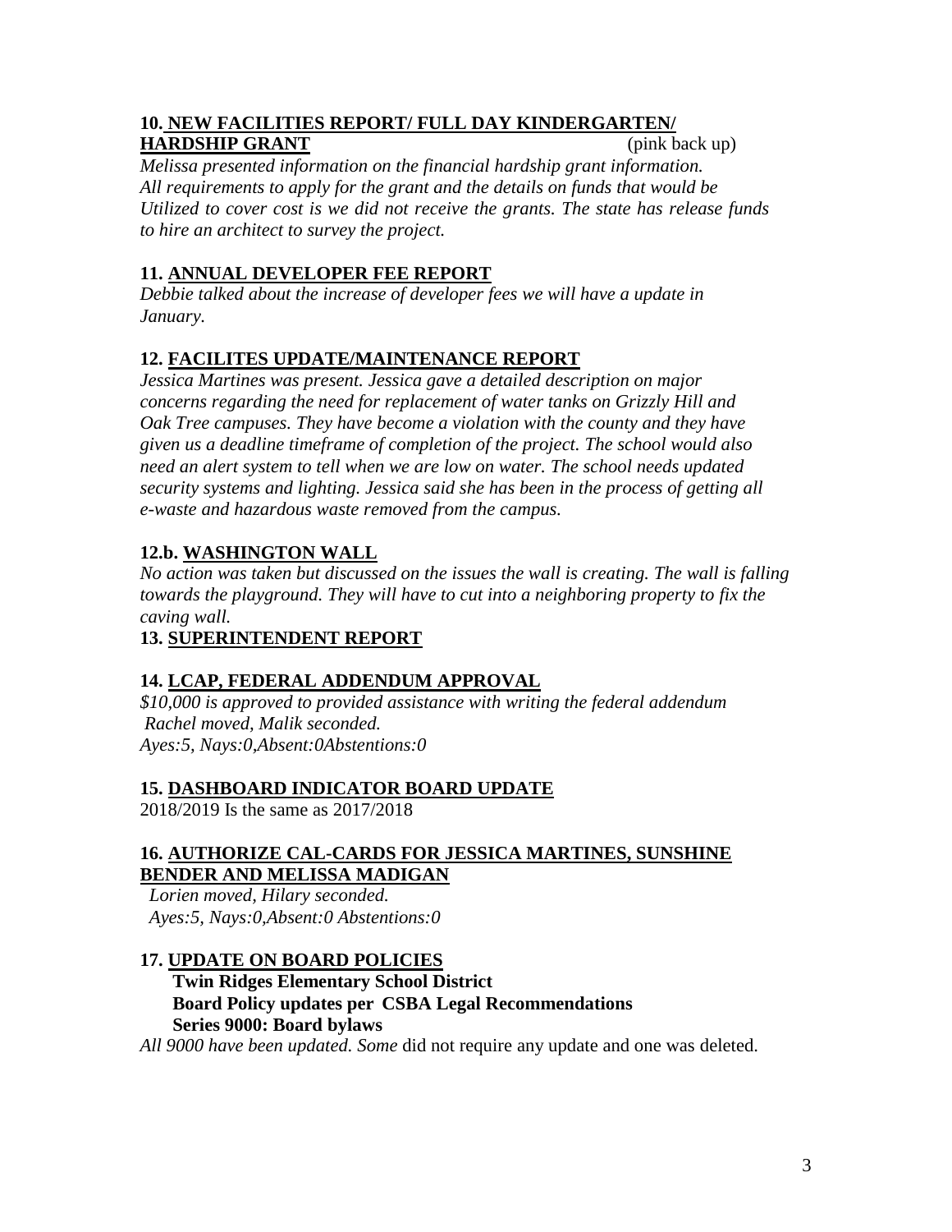**10. NEW FACILITIES REPORT/ FULL DAY KINDERGARTEN/ HARDSHIP GRANT** (pink back up)

*Melissa presented information on the financial hardship grant information. All requirements to apply for the grant and the details on funds that would be Utilized to cover cost is we did not receive the grants. The state has release funds to hire an architect to survey the project.*

**11. ANNUAL DEVELOPER FEE REPORT**

*Debbie talked about the increase of developer fees we will have a update in January.*

**12. FACILITES UPDATE/MAINTENANCE REPORT**

*Jessica Martines was present. Jessica gave a detailed description on major concerns regarding the need for replacement of water tanks on Grizzly Hill and Oak Tree campuses. They have become a violation with the county and they have given us a deadline timeframe of completion of the project. The school would also need an alert system to tell when we are low on water. The school needs updated security systems and lighting. Jessica said she has been in the process of getting all e-waste and hazardous waste removed from the campus.*

**12.b. WASHINGTON WALL**

*No action was taken but discussed on the issues the wall is creating. The wall is falling towards the playground. They will have to cut into a neighboring property to fix the caving wall.*

**13. SUPERINTENDENT REPORT**

**14. LCAP, FEDERAL ADDENDUM APPROVAL**

*$10,000 is approved to provided assistance with writing the federal addendum*
*Rachel moved, Malik seconded.*
*Ayes:5, Nays:0,Absent:0Abstentions:0*

**15. DASHBOARD INDICATOR BOARD UPDATE**

2018/2019 Is the same as 2017/2018

**16. AUTHORIZE CAL-CARDS FOR JESSICA MARTINES, SUNSHINE BENDER AND MELISSA MADIGAN**

*Lorien moved, Hilary seconded.*
*Ayes:5, Nays:0,Absent:0 Abstentions:0*

**17. UPDATE ON BOARD POLICIES**

**Twin Ridges Elementary School District**
**Board Policy updates per CSBA Legal Recommendations**
**Series 9000: Board bylaws**

*All 9000 have been updated. Some* did not require any update and one was deleted.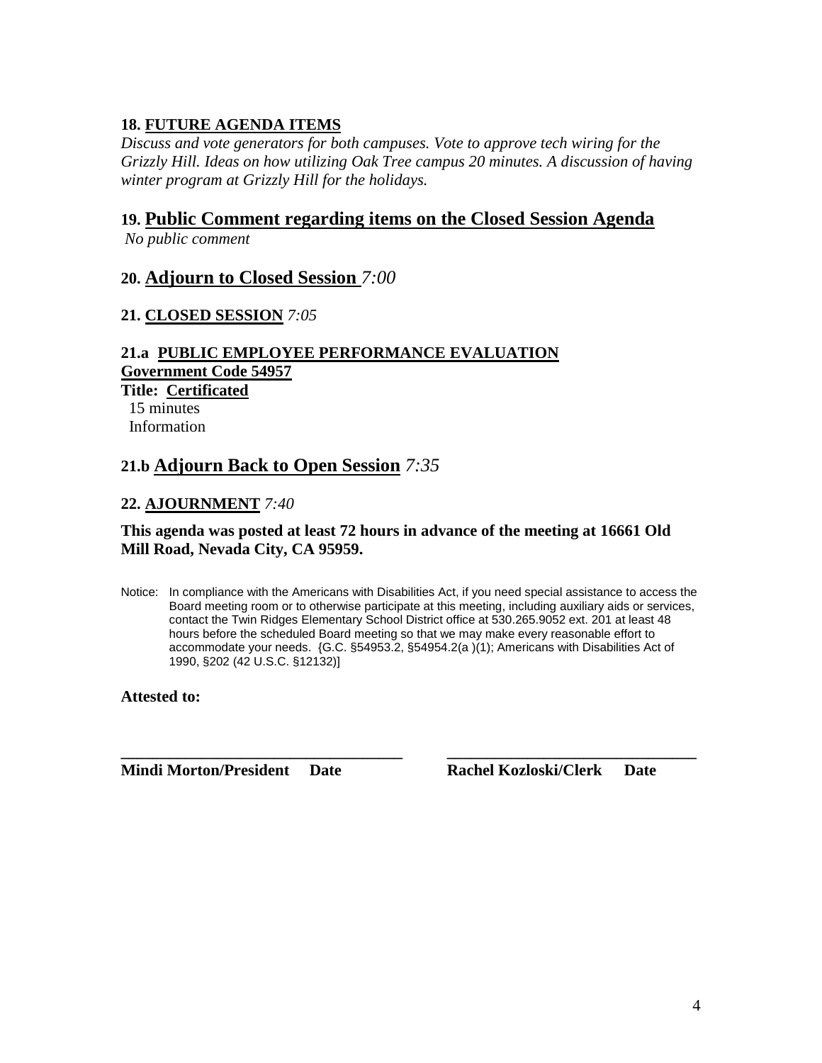**18. FUTURE AGENDA ITEMS**

*Discuss and vote generators for both campuses. Vote to approve tech wiring for the Grizzly Hill. Ideas on how utilizing Oak Tree campus 20 minutes. A discussion of having winter program at Grizzly Hill for the holidays.*

## 19. Public Comment regarding items on the Closed Session Agenda

*No public comment*

## 20. Adjourn to Closed Session *7:00*

**21. CLOSED SESSION** *7:05*

**21.a PUBLIC EMPLOYEE PERFORMANCE EVALUATION**
**Government Code 54957**
**Title: Certificated**
15 minutes
Information

## 21.b Adjourn Back to Open Session *7:35*

**22. AJOURNMENT** *7:40*

**This agenda was posted at least 72 hours in advance of the meeting at 16661 Old Mill Road, Nevada City, CA 95959.**

Notice: In compliance with the Americans with Disabilities Act, if you need special assistance to access the Board meeting room or to otherwise participate at this meeting, including auxiliary aids or services, contact the Twin Ridges Elementary School District office at 530.265.9052 ext. 201 at least 48 hours before the scheduled Board meeting so that we may make every reasonable effort to accommodate your needs. {G.C. §54953.2, §54954.2(a )(1); Americans with Disabilities Act of 1990, §202 (42 U.S.C. §12132)]

**Attested to:**

___________________________________ ______________________________

**Mindi Morton/President Date** **Rachel Kozloski/Clerk Date**